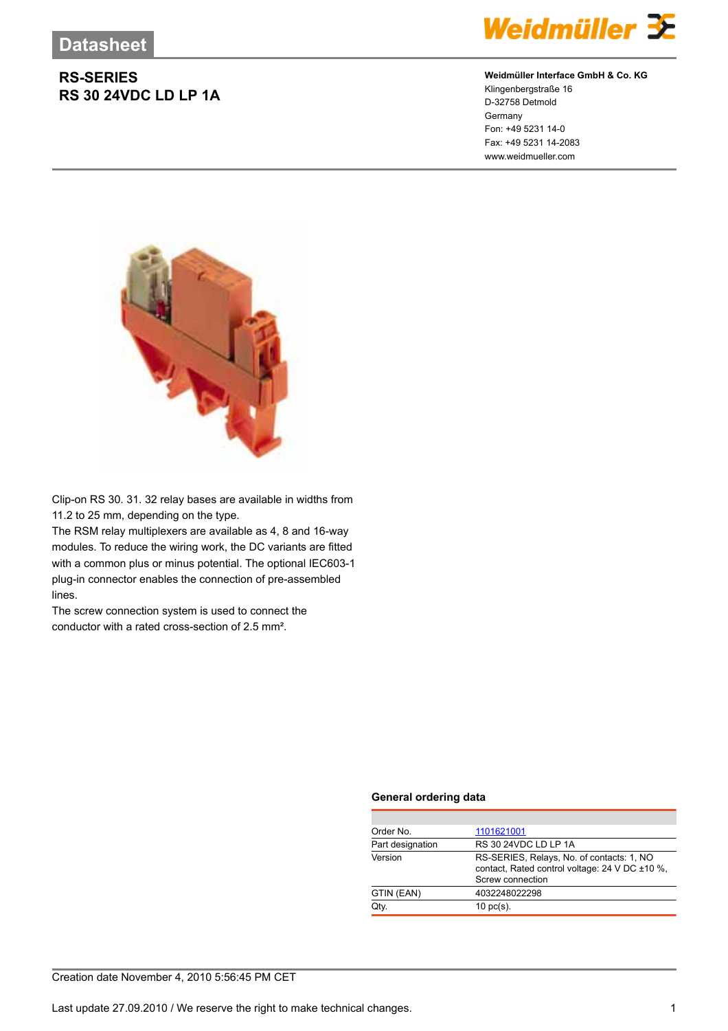# Datasheet

## RS-SERIES
## RS 30 24VDC LD LP 1A

**Weidmüller Interface GmbH & Co. KG**
Klingenbergstraße 16
D-32758 Detmold
Germany
Fon: +49 5231 14-0
Fax: +49 5231 14-2083
www.weidmueller.com

Clip-on RS 30. 31. 32 relay bases are available in widths from 11.2 to 25 mm, depending on the type.
The RSM relay multiplexers are available as 4, 8 and 16-way modules. To reduce the wiring work, the DC variants are fitted with a common plus or minus potential. The optional IEC603-1 plug-in connector enables the connection of pre-assembled lines.
The screw connection system is used to connect the conductor with a rated cross-section of 2.5 mm².

### General ordering data

| | |
|---|---|
| Order No. | 1101621001 |
| Part designation | RS 30 24VDC LD LP 1A |
| Version | RS-SERIES, Relays, No. of contacts: 1, NO contact, Rated control voltage: 24 V DC ±10 %, Screw connection |
| GTIN (EAN) | 4032248022298 |
| Qty. | 10 pc(s). |

Creation date November 4, 2010 5:56:45 PM CET

Last update 27.09.2010 / We reserve the right to make technical changes.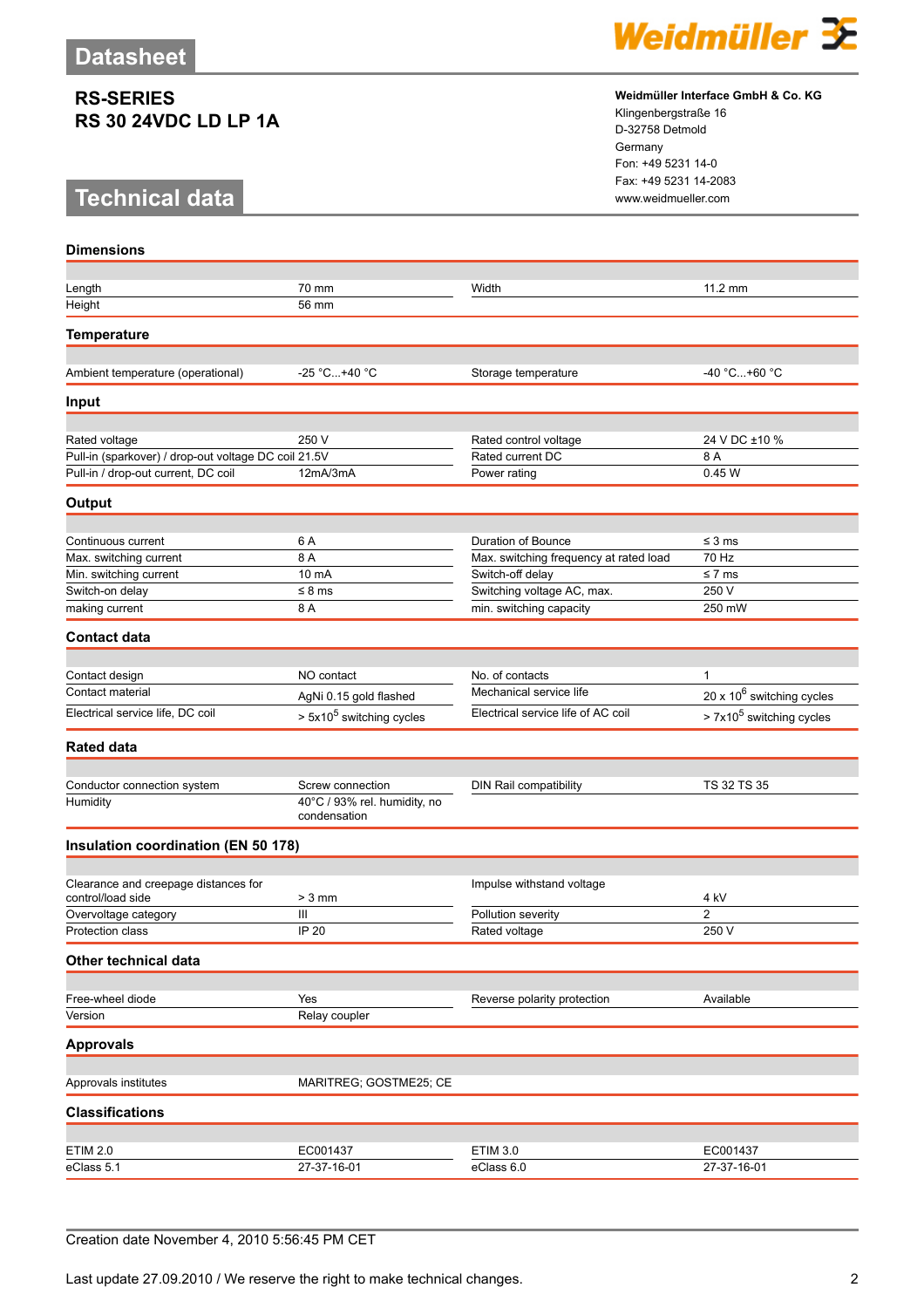Datasheet

## RS-SERIES
## RS 30 24VDC LD LP 1A

**Weidmüller Interface GmbH & Co. KG**
Klingenbergstraße 16
D-32758 Detmold
Germany
Fon: +49 5231 14-0
Fax: +49 5231 14-2083
www.weidmueller.com

# Technical data

### Dimensions

| | | | |
|---|---|---|---|
| Length | 70 mm | Width | 11.2 mm |
| Height | 56 mm | | |

### Temperature

| | | | |
|---|---|---|---|
| Ambient temperature (operational) | -25 °C...+40 °C | Storage temperature | -40 °C...+60 °C |

### Input

| | | | |
|---|---|---|---|
| Rated voltage | 250 V | Rated control voltage | 24 V DC ±10 % |
| Pull-in (sparkover) / drop-out voltage DC coil | 21.5V | Rated current DC | 8 A |
| Pull-in / drop-out current, DC coil | 12mA/3mA | Power rating | 0.45 W |

### Output

| | | | |
|---|---|---|---|
| Continuous current | 6 A | Duration of Bounce | ≤ 3 ms |
| Max. switching current | 8 A | Max. switching frequency at rated load | 70 Hz |
| Min. switching current | 10 mA | Switch-off delay | ≤ 7 ms |
| Switch-on delay | ≤ 8 ms | Switching voltage AC, max. | 250 V |
| making current | 8 A | min. switching capacity | 250 mW |

### Contact data

| | | | |
|---|---|---|---|
| Contact design | NO contact | No. of contacts | 1 |
| Contact material | AgNi 0.15 gold flashed | Mechanical service life | 20 x $10^6$ switching cycles |
| Electrical service life, DC coil | > 5x$10^5$ switching cycles | Electrical service life of AC coil | > 7x$10^5$ switching cycles |

### Rated data

| | | | |
|---|---|---|---|
| Conductor connection system | Screw connection | DIN Rail compatibility | TS 32 TS 35 |
| Humidity | 40°C / 93% rel. humidity, no condensation | | |

### Insulation coordination (EN 50 178)

| | | | |
|---|---|---|---|
| Clearance and creepage distances for control/load side | > 3 mm | Impulse withstand voltage | 4 kV |
| Overvoltage category | III | Pollution severity | 2 |
| Protection class | IP 20 | Rated voltage | 250 V |

### Other technical data

| | | | |
|---|---|---|---|
| Free-wheel diode | Yes | Reverse polarity protection | Available |
| Version | Relay coupler | | |

### Approvals

| | |
|---|---|
| Approvals institutes | MARITREG; GOSTME25; CE |

### Classifications

| | | | |
|---|---|---|---|
| ETIM 2.0 | EC001437 | ETIM 3.0 | EC001437 |
| eClass 5.1 | 27-37-16-01 | eClass 6.0 | 27-37-16-01 |

Creation date November 4, 2010 5:56:45 PM CET

Last update 27.09.2010 / We reserve the right to make technical changes.